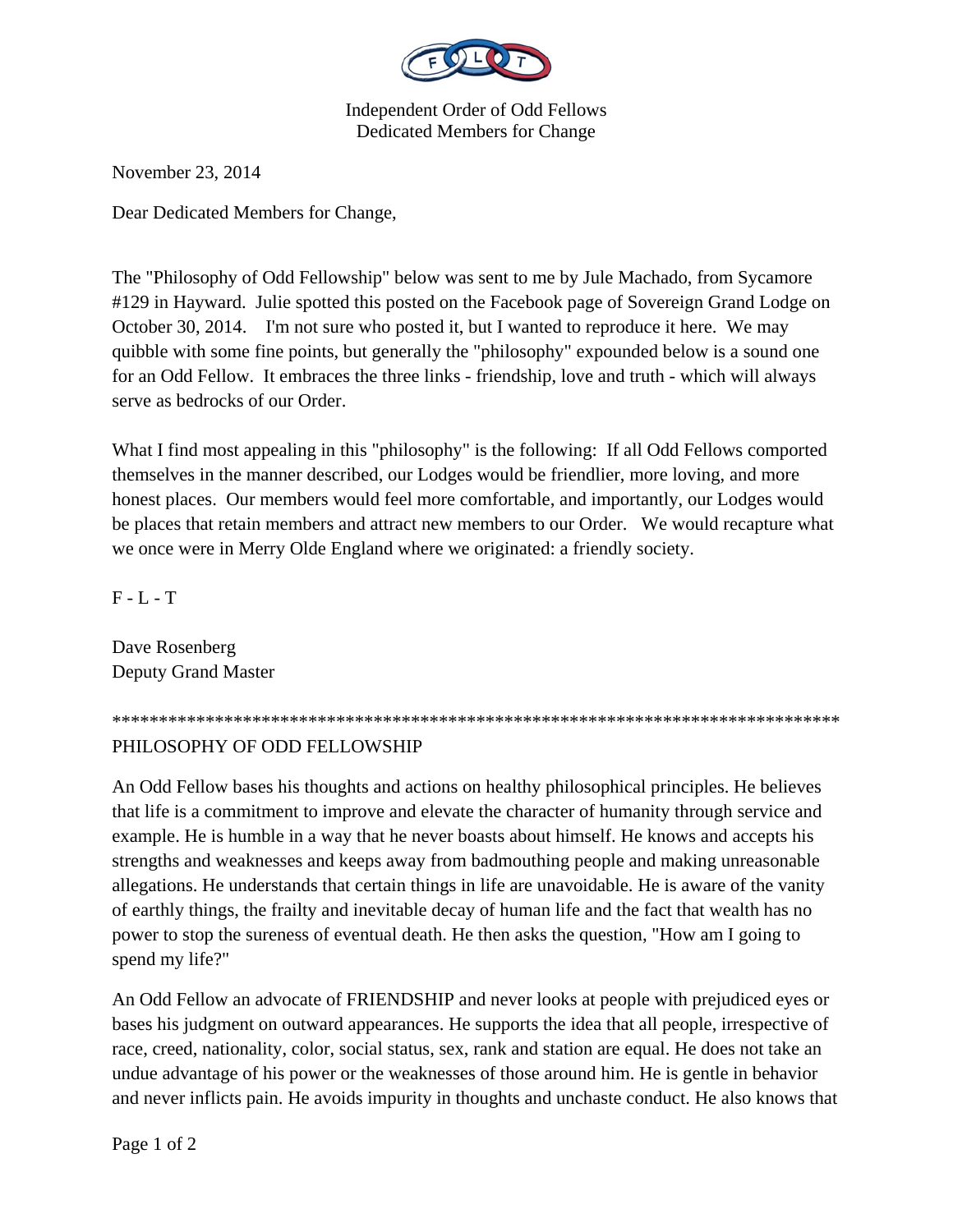Independent Order of Odd Fellows
Dedicated Members for Change

November 23, 2014

Dear Dedicated Members for Change,

The "Philosophy of Odd Fellowship" below was sent to me by Jule Machado, from Sycamore #129 in Hayward. Julie spotted this posted on the Facebook page of Sovereign Grand Lodge on October 30, 2014. I'm not sure who posted it, but I wanted to reproduce it here. We may quibble with some fine points, but generally the "philosophy" expounded below is a sound one for an Odd Fellow. It embraces the three links - friendship, love and truth - which will always serve as bedrocks of our Order.

What I find most appealing in this "philosophy" is the following: If all Odd Fellows comported themselves in the manner described, our Lodges would be friendlier, more loving, and more honest places. Our members would feel more comfortable, and importantly, our Lodges would be places that retain members and attract new members to our Order. We would recapture what we once were in Merry Olde England where we originated: a friendly society.

F - L - T

Dave Rosenberg
Deputy Grand Master

**********************************************************************************

PHILOSOPHY OF ODD FELLOWSHIP

An Odd Fellow bases his thoughts and actions on healthy philosophical principles. He believes that life is a commitment to improve and elevate the character of humanity through service and example. He is humble in a way that he never boasts about himself. He knows and accepts his strengths and weaknesses and keeps away from badmouthing people and making unreasonable allegations. He understands that certain things in life are unavoidable. He is aware of the vanity of earthly things, the frailty and inevitable decay of human life and the fact that wealth has no power to stop the sureness of eventual death. He then asks the question, "How am I going to spend my life?"

An Odd Fellow an advocate of FRIENDSHIP and never looks at people with prejudiced eyes or bases his judgment on outward appearances. He supports the idea that all people, irrespective of race, creed, nationality, color, social status, sex, rank and station are equal. He does not take an undue advantage of his power or the weaknesses of those around him. He is gentle in behavior and never inflicts pain. He avoids impurity in thoughts and unchaste conduct. He also knows that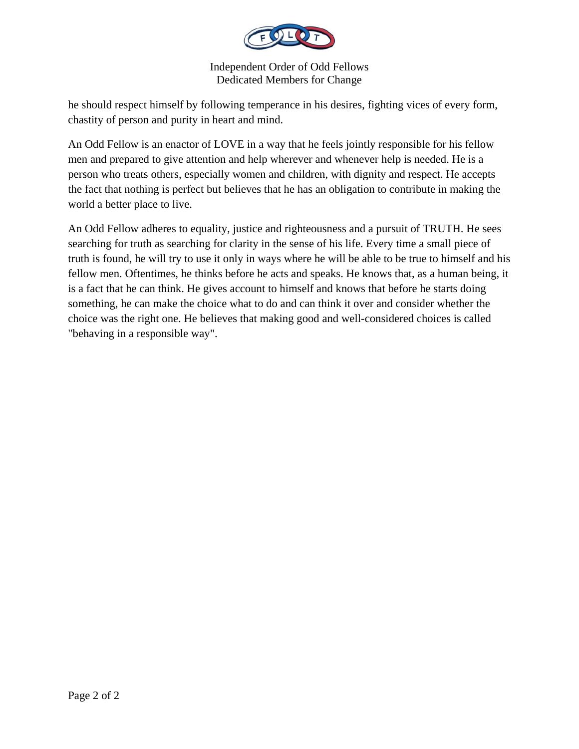he should respect himself by following temperance in his desires, fighting vices of every form, chastity of person and purity in heart and mind.

An Odd Fellow is an enactor of LOVE in a way that he feels jointly responsible for his fellow men and prepared to give attention and help wherever and whenever help is needed. He is a person who treats others, especially women and children, with dignity and respect. He accepts the fact that nothing is perfect but believes that he has an obligation to contribute in making the world a better place to live.

An Odd Fellow adheres to equality, justice and righteousness and a pursuit of TRUTH. He sees searching for truth as searching for clarity in the sense of his life. Every time a small piece of truth is found, he will try to use it only in ways where he will be able to be true to himself and his fellow men. Oftentimes, he thinks before he acts and speaks. He knows that, as a human being, it is a fact that he can think. He gives account to himself and knows that before he starts doing something, he can make the choice what to do and can think it over and consider whether the choice was the right one. He believes that making good and well-considered choices is called "behaving in a responsible way".